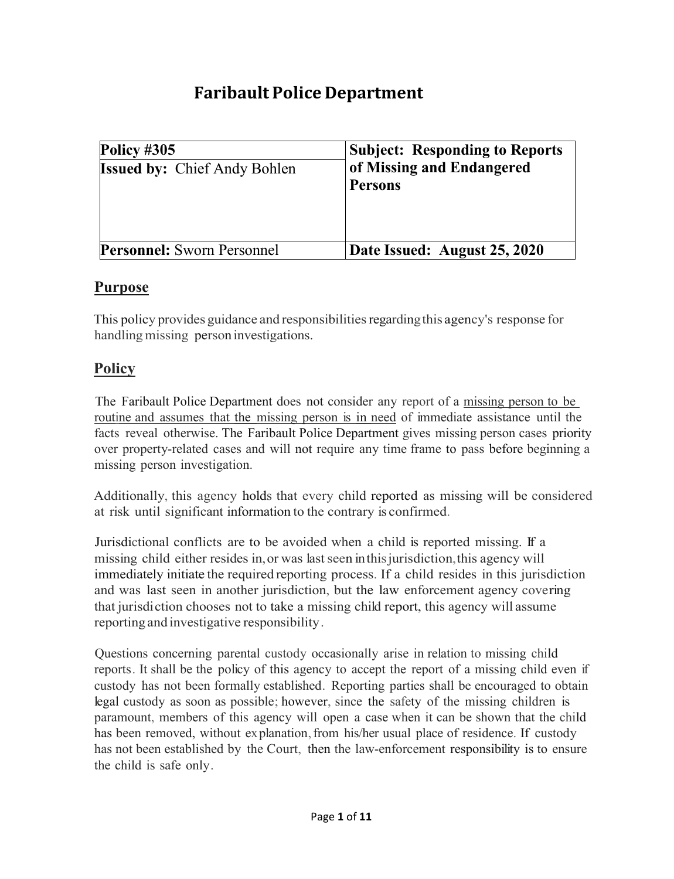# Faribault Police Department

| **Policy #305** | **Subject: Responding to Reports of Missing and Endangered Persons** |
|---|---|
| **Issued by:** Chief Andy Bohlen | |
| **Personnel:** Sworn Personnel | **Date Issued: August 25, 2020** |

## Purpose

This policy provides guidance and responsibilities regarding this agency's response for handling missing person investigations.

## Policy

The Faribault Police Department does not consider any report of a missing person to be routine and assumes that the missing person is in need of immediate assistance until the facts reveal otherwise. The Faribault Police Department gives missing person cases priority over property-related cases and will not require any time frame to pass before beginning a missing person investigation.

Additionally, this agency holds that every child reported as missing will be considered at risk until significant information to the contrary is confirmed.

Jurisdictional conflicts are to be avoided when a child is reported missing. If a missing child either resides in, or was last seen in this jurisdiction, this agency will immediately initiate the required reporting process. If a child resides in this jurisdiction and was last seen in another jurisdiction, but the law enforcement agency covering that jurisdiction chooses not to take a missing child report, this agency will assume reporting and investigative responsibility.

Questions concerning parental custody occasionally arise in relation to missing child reports. It shall be the policy of this agency to accept the report of a missing child even if custody has not been formally established. Reporting parties shall be encouraged to obtain legal custody as soon as possible; however, since the safety of the missing children is paramount, members of this agency will open a case when it can be shown that the child has been removed, without explanation, from his/her usual place of residence. If custody has not been established by the Court, then the law-enforcement responsibility is to ensure the child is safe only.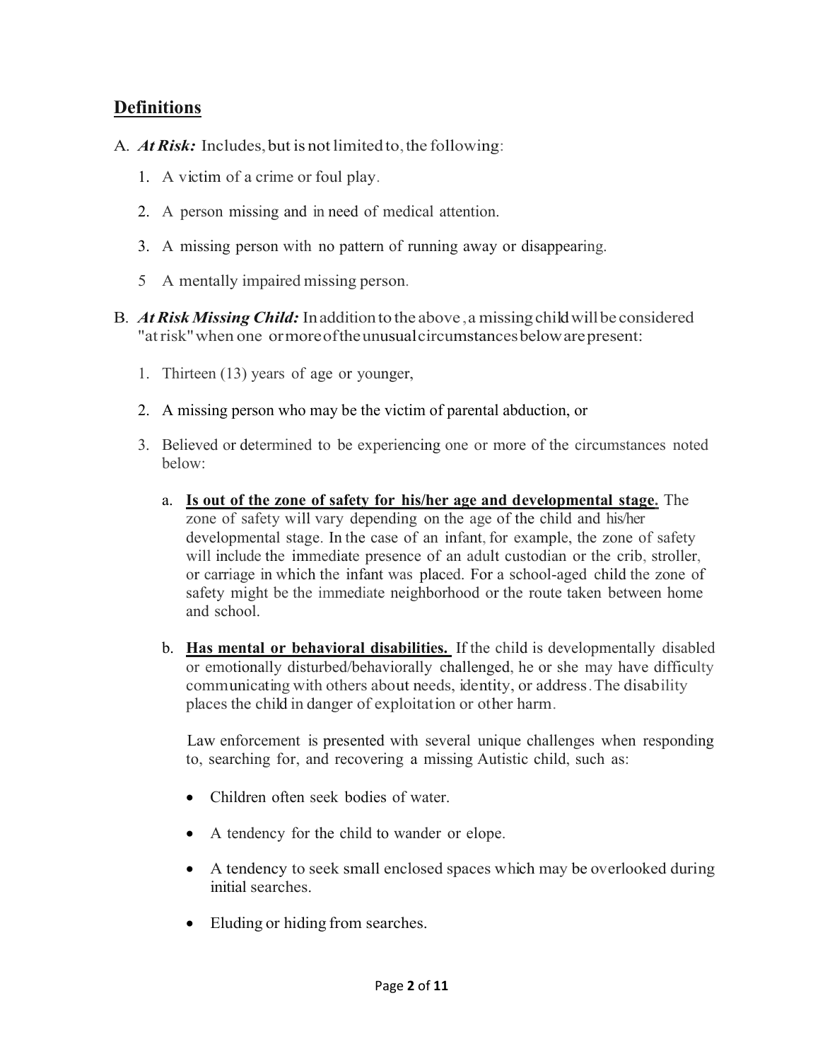## Definitions

A. ***At Risk:*** Includes, but is not limited to, the following:

1. A victim of a crime or foul play.
2. A person missing and in need of medical attention.
3. A missing person with no pattern of running away or disappearing.

5 A mentally impaired missing person.

B. ***At Risk Missing Child:*** In addition to the above , a missing child will be considered "at risk" when one or more of the unusual circumstances below are present:

1. Thirteen (13) years of age or younger,
2. A missing person who may be the victim of parental abduction, or
3. Believed or determined to be experiencing one or more of the circumstances noted below:

   a. **<u>Is out of the zone of safety for his/her age and developmental stage.</u>** The zone of safety will vary depending on the age of the child and his/her developmental stage. In the case of an infant, for example, the zone of safety will include the immediate presence of an adult custodian or the crib, stroller, or carriage in which the infant was placed. For a school-aged child the zone of safety might be the immediate neighborhood or the route taken between home and school.

   b. **<u>Has mental or behavioral disabilities.</u>** If the child is developmentally disabled or emotionally disturbed/behaviorally challenged, he or she may have difficulty communicating with others about needs, identity, or address. The disability places the child in danger of exploitation or other harm.

   Law enforcement is presented with several unique challenges when responding to, searching for, and recovering a missing Autistic child, such as:

   - Children often seek bodies of water.
   - A tendency for the child to wander or elope.
   - A tendency to seek small enclosed spaces which may be overlooked during initial searches.
   - Eluding or hiding from searches.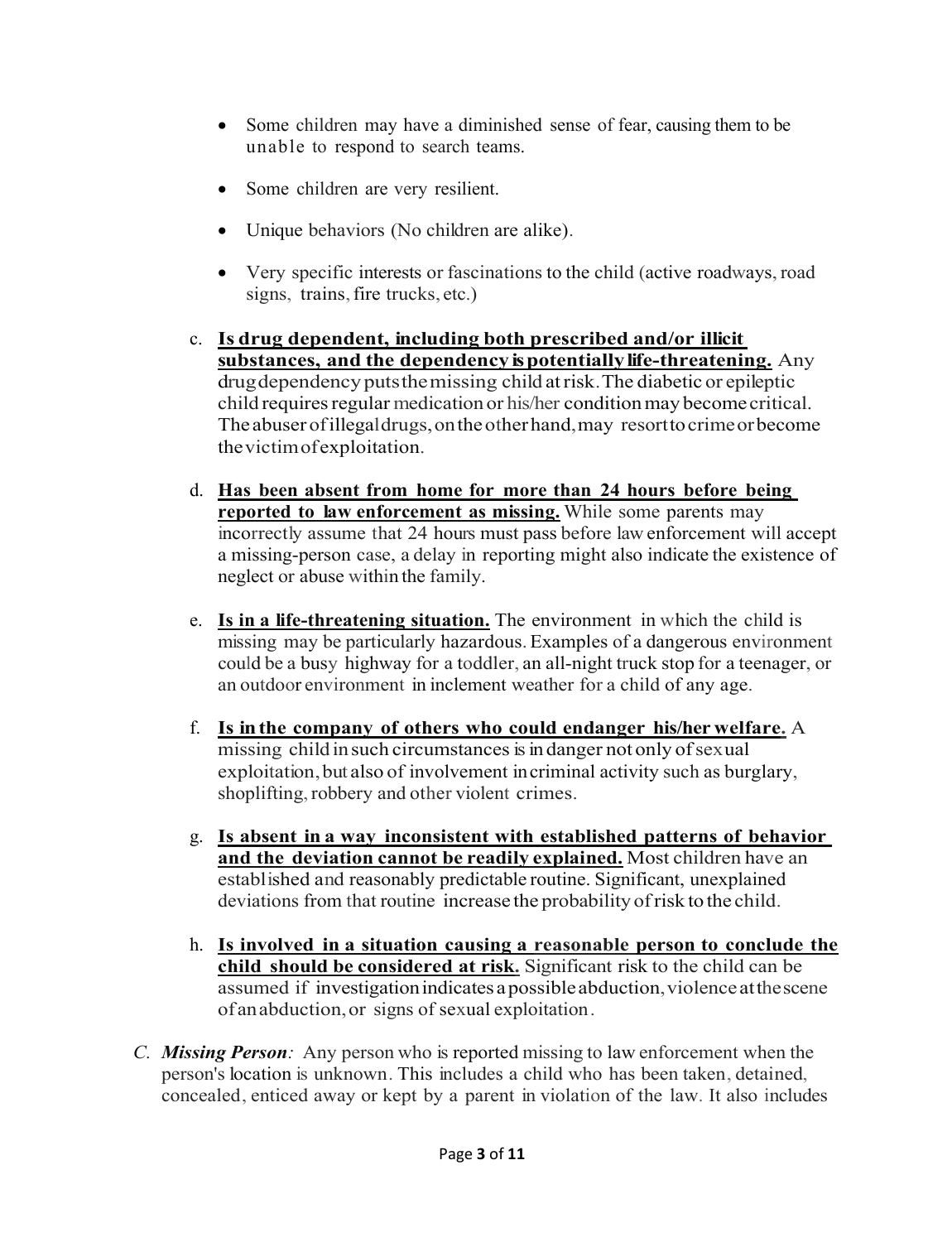- Some children may have a diminished sense of fear, causing them to be unable to respond to search teams.
- Some children are very resilient.
- Unique behaviors (No children are alike).
- Very specific interests or fascinations to the child (active roadways, road signs, trains, fire trucks, etc.)

c. **<u>Is drug dependent, including both prescribed and/or illicit substances, and the dependency is potentially life-threatening.</u>** Any drug dependency puts the missing child at risk. The diabetic or epileptic child requires regular medication or his/her condition may become critical. The abuser of illegal drugs, on the other hand, may resort to crime or become the victim of exploitation.

d. **<u>Has been absent from home for more than 24 hours before being reported to law enforcement as missing.</u>** While some parents may incorrectly assume that 24 hours must pass before law enforcement will accept a missing-person case, a delay in reporting might also indicate the existence of neglect or abuse within the family.

e. **<u>Is in a life-threatening situation.</u>** The environment in which the child is missing may be particularly hazardous. Examples of a dangerous environment could be a busy highway for a toddler, an all-night truck stop for a teenager, or an outdoor environment in inclement weather for a child of any age.

f. **<u>Is in the company of others who could endanger his/her welfare.</u>** A missing child in such circumstances is in danger not only of sexual exploitation, but also of involvement in criminal activity such as burglary, shoplifting, robbery and other violent crimes.

g. **<u>Is absent in a way inconsistent with established patterns of behavior and the deviation cannot be readily explained.</u>** Most children have an established and reasonably predictable routine. Significant, unexplained deviations from that routine increase the probability of risk to the child.

h. **<u>Is involved in a situation causing a reasonable person to conclude the child should be considered at risk.</u>** Significant risk to the child can be assumed if investigation indicates a possible abduction, violence at the scene of an abduction, or signs of sexual exploitation.

C. ***Missing Person**:* Any person who is reported missing to law enforcement when the person's location is unknown. This includes a child who has been taken, detained, concealed, enticed away or kept by a parent in violation of the law. It also includes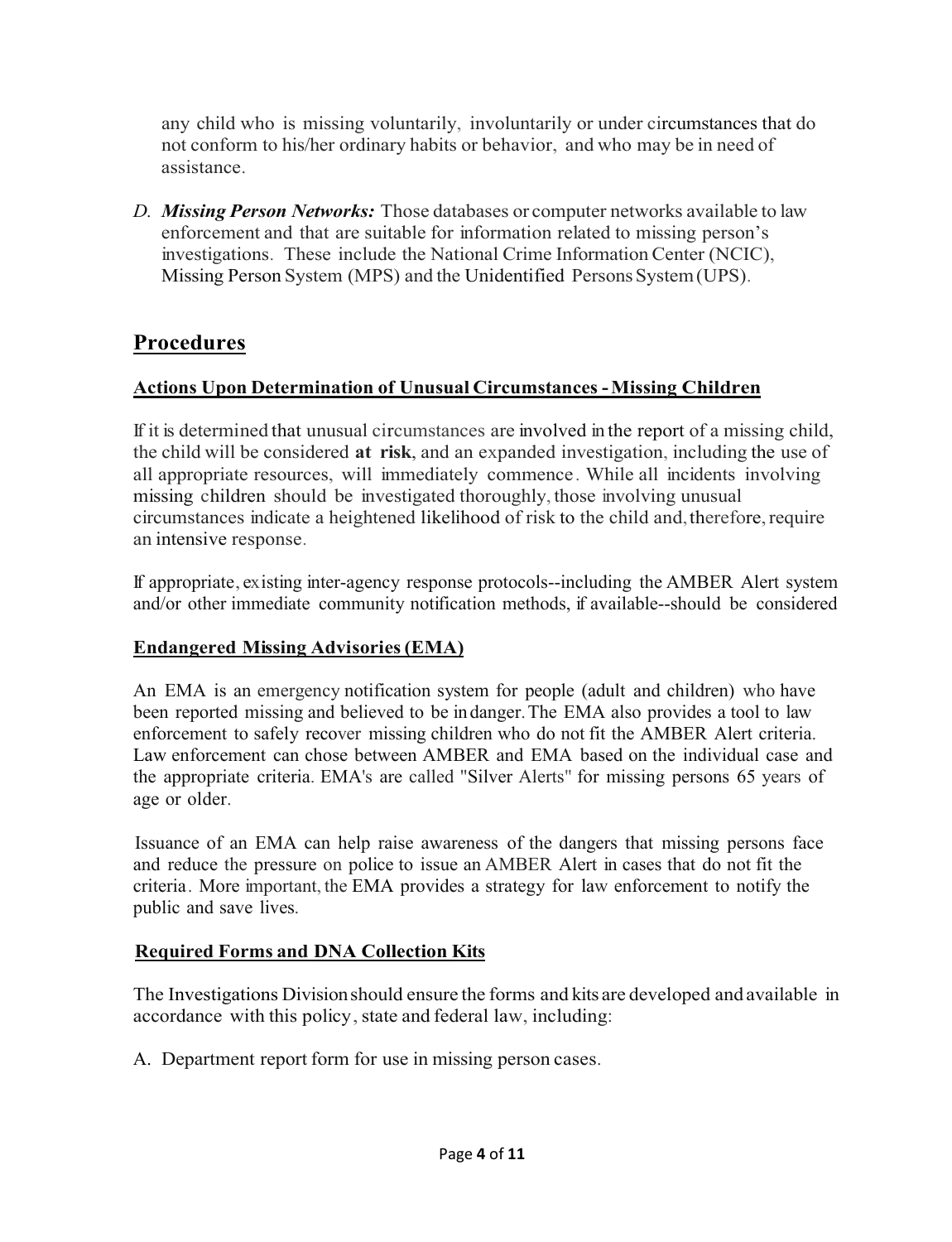any child who is missing voluntarily, involuntarily or under circumstances that do not conform to his/her ordinary habits or behavior, and who may be in need of assistance.

D. ***Missing Person Networks:*** Those databases or computer networks available to law enforcement and that are suitable for information related to missing person's investigations. These include the National Crime Information Center (NCIC), Missing Person System (MPS) and the Unidentified Persons System (UPS).

## Procedures

### Actions Upon Determination of Unusual Circumstances - Missing Children

If it is determined that unusual circumstances are involved in the report of a missing child, the child will be considered **at risk**, and an expanded investigation, including the use of all appropriate resources, will immediately commence. While all incidents involving missing children should be investigated thoroughly, those involving unusual circumstances indicate a heightened likelihood of risk to the child and, therefore, require an intensive response.

If appropriate, existing inter-agency response protocols--including the AMBER Alert system and/or other immediate community notification methods, if available--should be considered

### Endangered Missing Advisories (EMA)

An EMA is an emergency notification system for people (adult and children) who have been reported missing and believed to be in danger. The EMA also provides a tool to law enforcement to safely recover missing children who do not fit the AMBER Alert criteria. Law enforcement can chose between AMBER and EMA based on the individual case and the appropriate criteria. EMA's are called "Silver Alerts" for missing persons 65 years of age or older.

Issuance of an EMA can help raise awareness of the dangers that missing persons face and reduce the pressure on police to issue an AMBER Alert in cases that do not fit the criteria. More important, the EMA provides a strategy for law enforcement to notify the public and save lives.

### Required Forms and DNA Collection Kits

The Investigations Division should ensure the forms and kits are developed and available in accordance with this policy, state and federal law, including:

A. Department report form for use in missing person cases.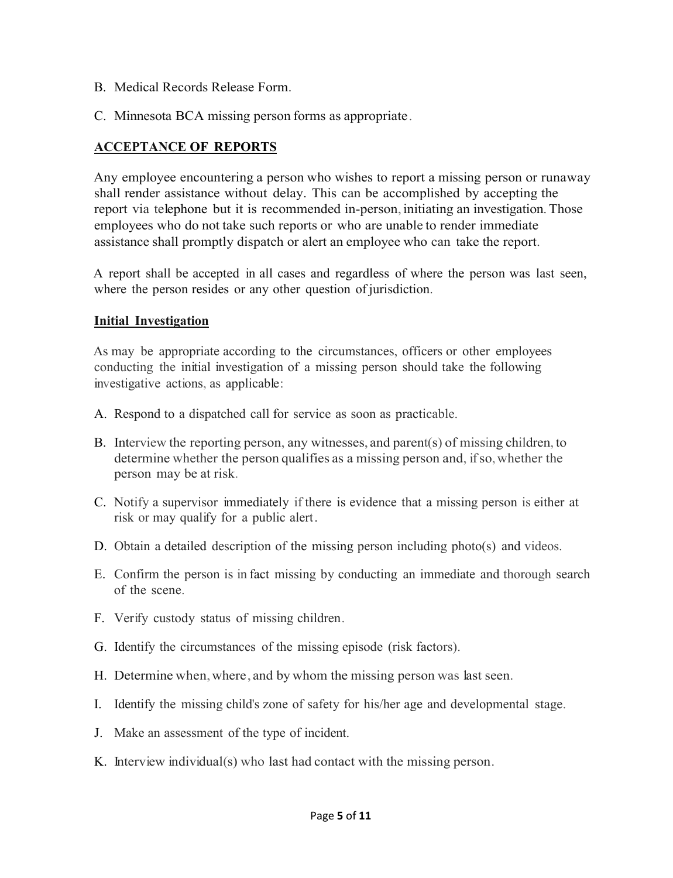B. Medical Records Release Form.

C. Minnesota BCA missing person forms as appropriate.

## ACCEPTANCE OF REPORTS

Any employee encountering a person who wishes to report a missing person or runaway shall render assistance without delay. This can be accomplished by accepting the report via telephone but it is recommended in-person, initiating an investigation. Those employees who do not take such reports or who are unable to render immediate assistance shall promptly dispatch or alert an employee who can take the report.

A report shall be accepted in all cases and regardless of where the person was last seen, where the person resides or any other question of jurisdiction.

### Initial Investigation

As may be appropriate according to the circumstances, officers or other employees conducting the initial investigation of a missing person should take the following investigative actions, as applicable:

A. Respond to a dispatched call for service as soon as practicable.

B. Interview the reporting person, any witnesses, and parent(s) of missing children, to determine whether the person qualifies as a missing person and, if so, whether the person may be at risk.

C. Notify a supervisor immediately if there is evidence that a missing person is either at risk or may qualify for a public alert.

D. Obtain a detailed description of the missing person including photo(s) and videos.

E. Confirm the person is in fact missing by conducting an immediate and thorough search of the scene.

F. Verify custody status of missing children.

G. Identify the circumstances of the missing episode (risk factors).

H. Determine when, where, and by whom the missing person was last seen.

I. Identify the missing child's zone of safety for his/her age and developmental stage.

J. Make an assessment of the type of incident.

K. Interview individual(s) who last had contact with the missing person.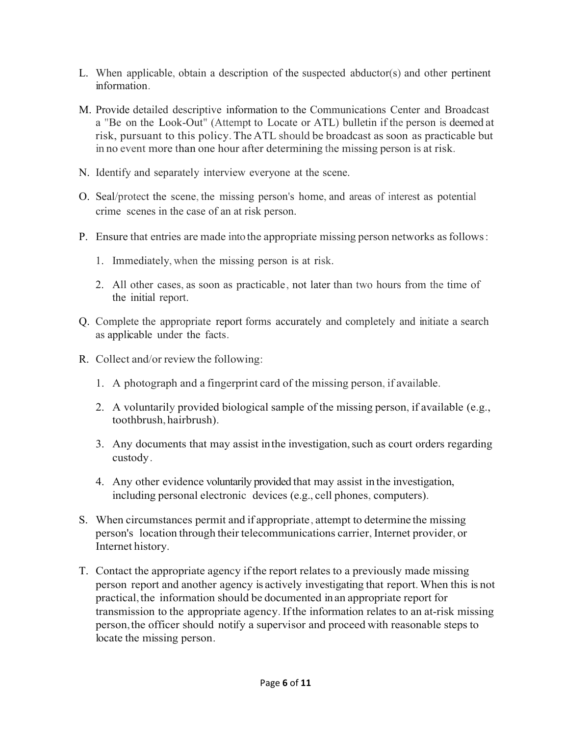L. When applicable, obtain a description of the suspected abductor(s) and other pertinent information.

M. Provide detailed descriptive information to the Communications Center and Broadcast a "Be on the Look-Out" (Attempt to Locate or ATL) bulletin if the person is deemed at risk, pursuant to this policy. The ATL should be broadcast as soon as practicable but in no event more than one hour after determining the missing person is at risk.

N. Identify and separately interview everyone at the scene.

O. Seal/protect the scene, the missing person's home, and areas of interest as potential crime scenes in the case of an at risk person.

P. Ensure that entries are made into the appropriate missing person networks as follows:

   1. Immediately, when the missing person is at risk.

   2. All other cases, as soon as practicable, not later than two hours from the time of the initial report.

Q. Complete the appropriate report forms accurately and completely and initiate a search as applicable under the facts.

R. Collect and/or review the following:

   1. A photograph and a fingerprint card of the missing person, if available.

   2. A voluntarily provided biological sample of the missing person, if available (e.g., toothbrush, hairbrush).

   3. Any documents that may assist in the investigation, such as court orders regarding custody.

   4. Any other evidence voluntarily provided that may assist in the investigation, including personal electronic devices (e.g., cell phones, computers).

S. When circumstances permit and if appropriate, attempt to determine the missing person's location through their telecommunications carrier, Internet provider, or Internet history.

T. Contact the appropriate agency if the report relates to a previously made missing person report and another agency is actively investigating that report. When this is not practical, the information should be documented in an appropriate report for transmission to the appropriate agency. If the information relates to an at-risk missing person, the officer should notify a supervisor and proceed with reasonable steps to locate the missing person.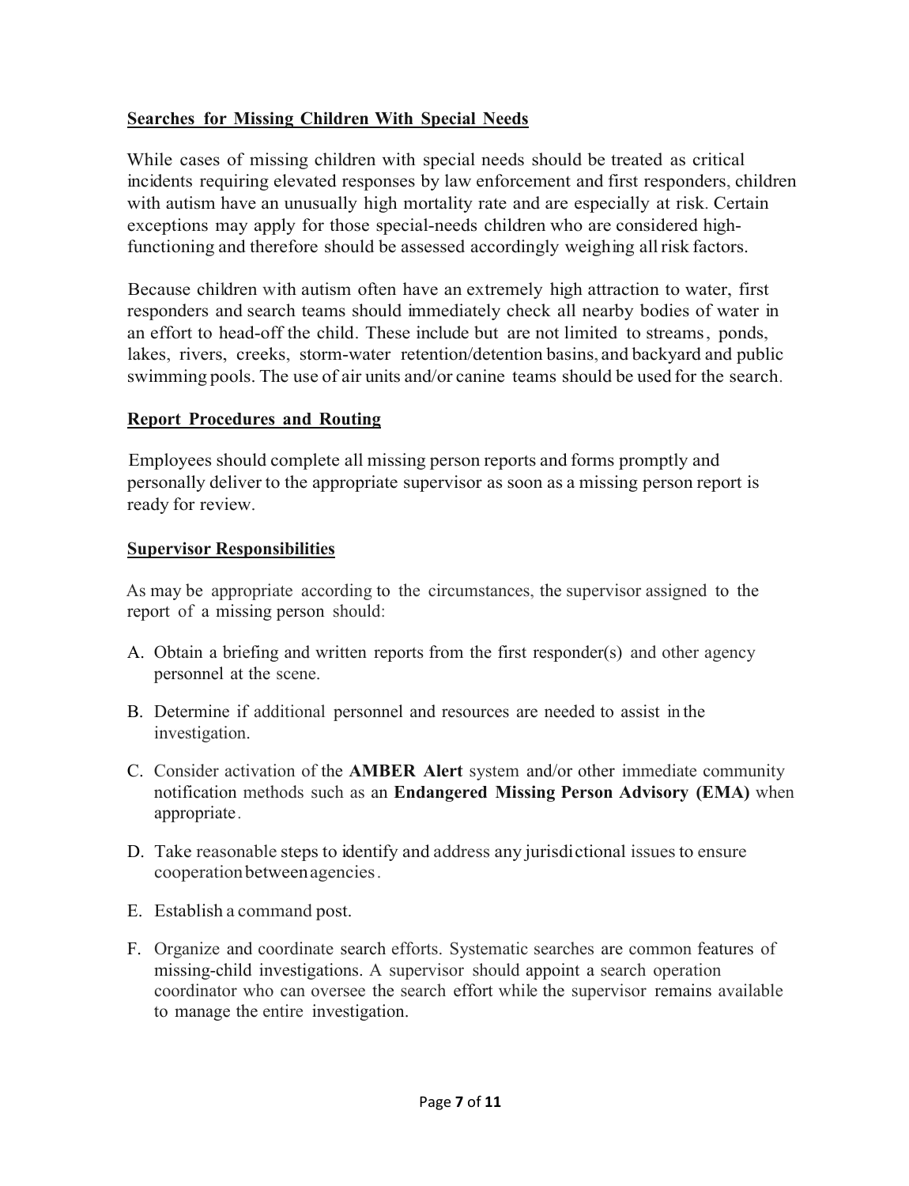## Searches for Missing Children With Special Needs

While cases of missing children with special needs should be treated as critical incidents requiring elevated responses by law enforcement and first responders, children with autism have an unusually high mortality rate and are especially at risk. Certain exceptions may apply for those special-needs children who are considered high-functioning and therefore should be assessed accordingly weighing all risk factors.

Because children with autism often have an extremely high attraction to water, first responders and search teams should immediately check all nearby bodies of water in an effort to head-off the child. These include but are not limited to streams, ponds, lakes, rivers, creeks, storm-water retention/detention basins, and backyard and public swimming pools. The use of air units and/or canine teams should be used for the search.

## Report Procedures and Routing

Employees should complete all missing person reports and forms promptly and personally deliver to the appropriate supervisor as soon as a missing person report is ready for review.

## Supervisor Responsibilities

As may be appropriate according to the circumstances, the supervisor assigned to the report of a missing person should:

A. Obtain a briefing and written reports from the first responder(s) and other agency personnel at the scene.

B. Determine if additional personnel and resources are needed to assist in the investigation.

C. Consider activation of the **AMBER Alert** system and/or other immediate community notification methods such as an **Endangered Missing Person Advisory (EMA)** when appropriate.

D. Take reasonable steps to identify and address any jurisdictional issues to ensure cooperation between agencies.

E. Establish a command post.

F. Organize and coordinate search efforts. Systematic searches are common features of missing-child investigations. A supervisor should appoint a search operation coordinator who can oversee the search effort while the supervisor remains available to manage the entire investigation.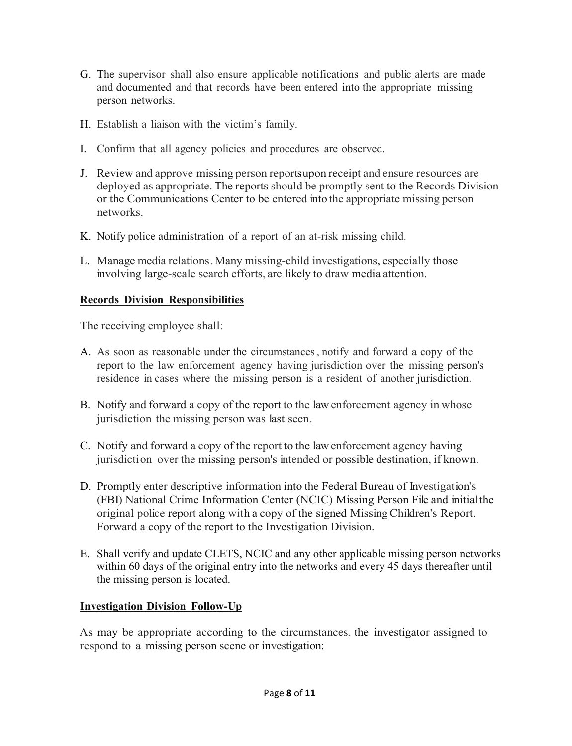G. The supervisor shall also ensure applicable notifications and public alerts are made and documented and that records have been entered into the appropriate missing person networks.

H. Establish a liaison with the victim's family.

I. Confirm that all agency policies and procedures are observed.

J. Review and approve missing person reportsupon receipt and ensure resources are deployed as appropriate. The reports should be promptly sent to the Records Division or the Communications Center to be entered into the appropriate missing person networks.

K. Notify police administration of a report of an at-risk missing child.

L. Manage media relations. Many missing-child investigations, especially those involving large-scale search efforts, are likely to draw media attention.

**Records Division Responsibilities**

The receiving employee shall:

A. As soon as reasonable under the circumstances, notify and forward a copy of the report to the law enforcement agency having jurisdiction over the missing person's residence in cases where the missing person is a resident of another jurisdiction.

B. Notify and forward a copy of the report to the law enforcement agency in whose jurisdiction the missing person was last seen.

C. Notify and forward a copy of the report to the law enforcement agency having jurisdiction over the missing person's intended or possible destination, if known.

D. Promptly enter descriptive information into the Federal Bureau of Investigation's (FBI) National Crime Information Center (NCIC) Missing Person File and initial the original police report along with a copy of the signed Missing Children's Report. Forward a copy of the report to the Investigation Division.

E. Shall verify and update CLETS, NCIC and any other applicable missing person networks within 60 days of the original entry into the networks and every 45 days thereafter until the missing person is located.

**Investigation Division Follow-Up**

As may be appropriate according to the circumstances, the investigator assigned to respond to a missing person scene or investigation: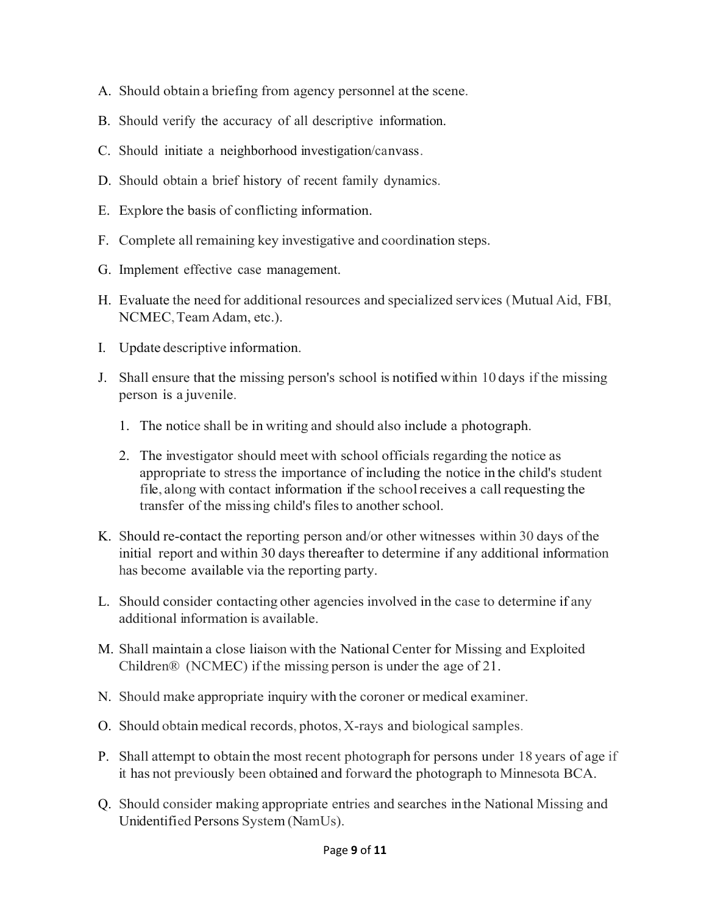A. Should obtain a briefing from agency personnel at the scene.

B. Should verify the accuracy of all descriptive information.

C. Should initiate a neighborhood investigation/canvass.

D. Should obtain a brief history of recent family dynamics.

E. Explore the basis of conflicting information.

F. Complete all remaining key investigative and coordination steps.

G. Implement effective case management.

H. Evaluate the need for additional resources and specialized services (Mutual Aid, FBI, NCMEC, Team Adam, etc.).

I. Update descriptive information.

J. Shall ensure that the missing person's school is notified within 10 days if the missing person is a juvenile.

    1. The notice shall be in writing and should also include a photograph.

    2. The investigator should meet with school officials regarding the notice as appropriate to stress the importance of including the notice in the child's student file, along with contact information if the school receives a call requesting the transfer of the missing child's files to another school.

K. Should re-contact the reporting person and/or other witnesses within 30 days of the initial report and within 30 days thereafter to determine if any additional information has become available via the reporting party.

L. Should consider contacting other agencies involved in the case to determine if any additional information is available.

M. Shall maintain a close liaison with the National Center for Missing and Exploited Children® (NCMEC) if the missing person is under the age of 21.

N. Should make appropriate inquiry with the coroner or medical examiner.

O. Should obtain medical records, photos, X-rays and biological samples.

P. Shall attempt to obtain the most recent photograph for persons under 18 years of age if it has not previously been obtained and forward the photograph to Minnesota BCA.

Q. Should consider making appropriate entries and searches in the National Missing and Unidentified Persons System (NamUs).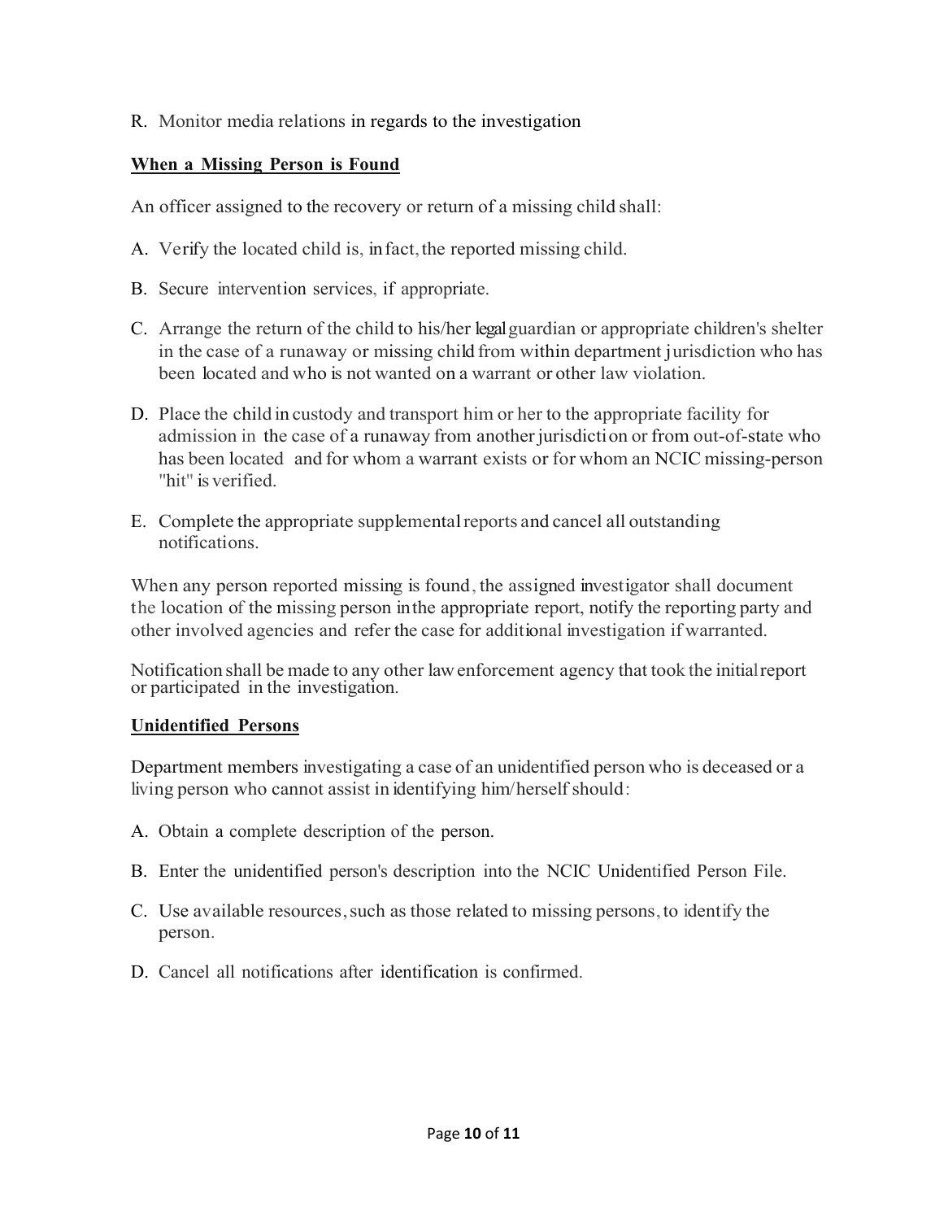R. Monitor media relations in regards to the investigation

**When a Missing Person is Found**

An officer assigned to the recovery or return of a missing child shall:

A. Verify the located child is, in fact, the reported missing child.

B. Secure intervention services, if appropriate.

C. Arrange the return of the child to his/her legal guardian or appropriate children's shelter in the case of a runaway or missing child from within department jurisdiction who has been located and who is not wanted on a warrant or other law violation.

D. Place the child in custody and transport him or her to the appropriate facility for admission in the case of a runaway from another jurisdiction or from out-of-state who has been located and for whom a warrant exists or for whom an NCIC missing-person "hit" is verified.

E. Complete the appropriate supplemental reports and cancel all outstanding notifications.

When any person reported missing is found, the assigned investigator shall document the location of the missing person in the appropriate report, notify the reporting party and other involved agencies and refer the case for additional investigation if warranted.

Notification shall be made to any other law enforcement agency that took the initial report or participated in the investigation.

**Unidentified Persons**

Department members investigating a case of an unidentified person who is deceased or a living person who cannot assist in identifying him/herself should:

A. Obtain a complete description of the person.

B. Enter the unidentified person's description into the NCIC Unidentified Person File.

C. Use available resources, such as those related to missing persons, to identify the person.

D. Cancel all notifications after identification is confirmed.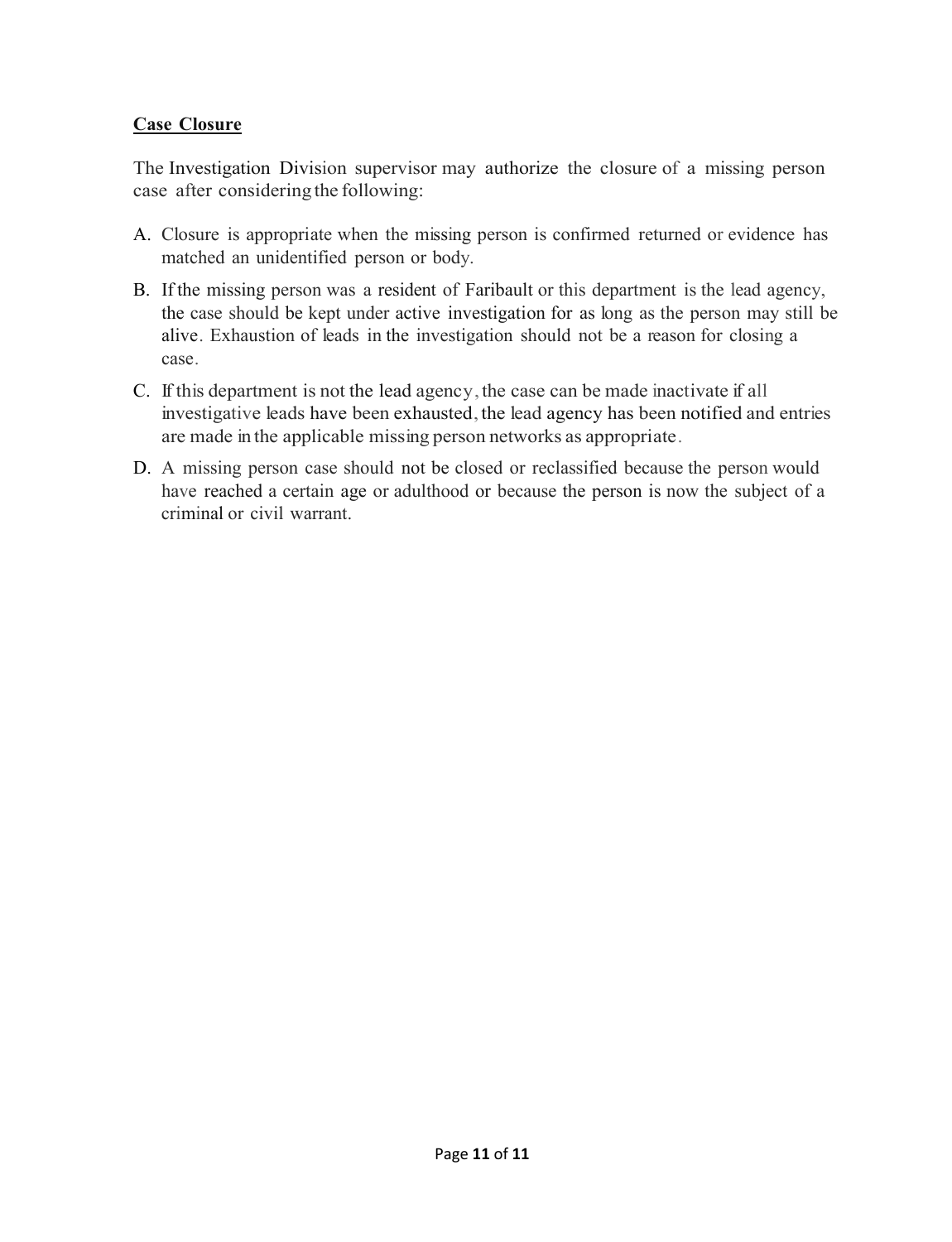**Case Closure**

The Investigation Division supervisor may authorize the closure of a missing person case after considering the following:

A. Closure is appropriate when the missing person is confirmed returned or evidence has matched an unidentified person or body.

B. If the missing person was a resident of Faribault or this department is the lead agency, the case should be kept under active investigation for as long as the person may still be alive. Exhaustion of leads in the investigation should not be a reason for closing a case.

C. If this department is not the lead agency, the case can be made inactivate if all investigative leads have been exhausted, the lead agency has been notified and entries are made in the applicable missing person networks as appropriate.

D. A missing person case should not be closed or reclassified because the person would have reached a certain age or adulthood or because the person is now the subject of a criminal or civil warrant.